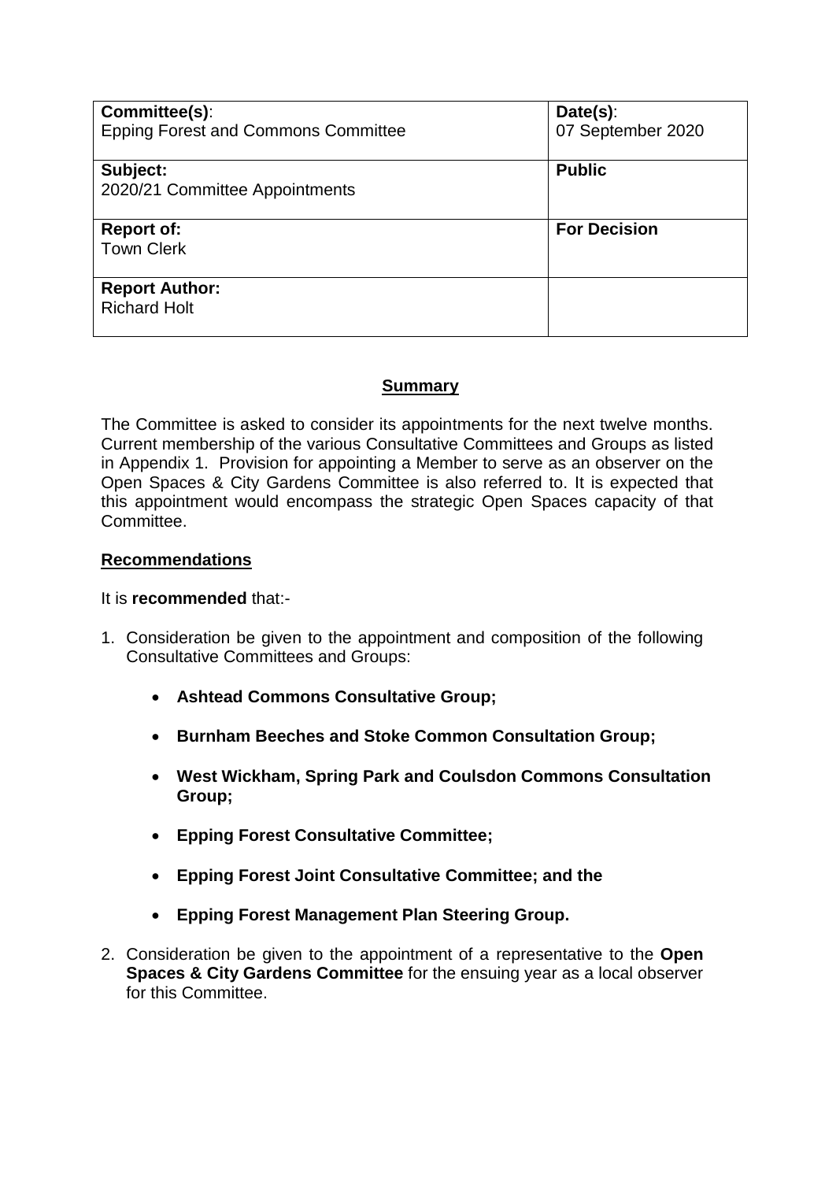| **Committee(s)**:<br>Epping Forest and Commons Committee | **Date(s)**:<br>07 September 2020 |
| --- | --- |
| **Subject:**<br>2020/21 Committee Appointments | **Public** |
| **Report of:**<br>Town Clerk | **For Decision** |
| **Report Author:**<br>Richard Holt | |

## Summary

The Committee is asked to consider its appointments for the next twelve months. Current membership of the various Consultative Committees and Groups as listed in Appendix 1. Provision for appointing a Member to serve as an observer on the Open Spaces & City Gardens Committee is also referred to. It is expected that this appointment would encompass the strategic Open Spaces capacity of that Committee.

## Recommendations

It is **recommended** that:-

1. Consideration be given to the appointment and composition of the following Consultative Committees and Groups:

    - **Ashtead Commons Consultative Group;**
    - **Burnham Beeches and Stoke Common Consultation Group;**
    - **West Wickham, Spring Park and Coulsdon Commons Consultation Group;**
    - **Epping Forest Consultative Committee;**
    - **Epping Forest Joint Consultative Committee; and the**
    - **Epping Forest Management Plan Steering Group.**

2. Consideration be given to the appointment of a representative to the **Open Spaces & City Gardens Committee** for the ensuing year as a local observer for this Committee.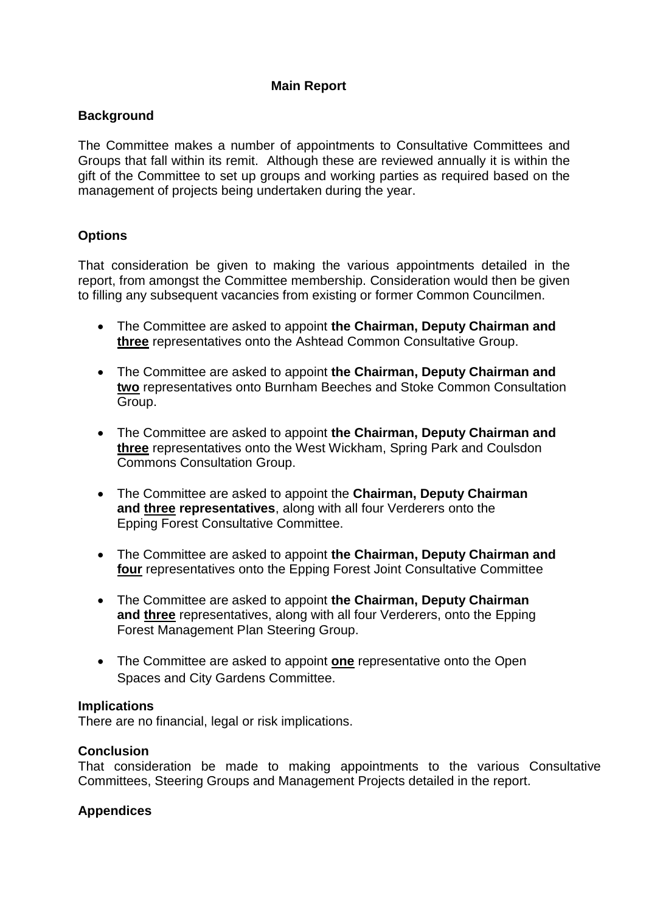## Main Report

### Background

The Committee makes a number of appointments to Consultative Committees and Groups that fall within its remit. Although these are reviewed annually it is within the gift of the Committee to set up groups and working parties as required based on the management of projects being undertaken during the year.

### Options

That consideration be given to making the various appointments detailed in the report, from amongst the Committee membership. Consideration would then be given to filling any subsequent vacancies from existing or former Common Councilmen.

- The Committee are asked to appoint **the Chairman, Deputy Chairman and <u>three</u>** representatives onto the Ashtead Common Consultative Group.
- The Committee are asked to appoint **the Chairman, Deputy Chairman and <u>two</u>** representatives onto Burnham Beeches and Stoke Common Consultation Group.
- The Committee are asked to appoint **the Chairman, Deputy Chairman and <u>three</u>** representatives onto the West Wickham, Spring Park and Coulsdon Commons Consultation Group.
- The Committee are asked to appoint the **Chairman, Deputy Chairman and <u>three</u> representatives**, along with all four Verderers onto the Epping Forest Consultative Committee.
- The Committee are asked to appoint **the Chairman, Deputy Chairman and <u>four</u>** representatives onto the Epping Forest Joint Consultative Committee
- The Committee are asked to appoint **the Chairman, Deputy Chairman and <u>three</u>** representatives, along with all four Verderers, onto the Epping Forest Management Plan Steering Group.
- The Committee are asked to appoint **<u>one</u>** representative onto the Open Spaces and City Gardens Committee.

### Implications

There are no financial, legal or risk implications.

### Conclusion

That consideration be made to making appointments to the various Consultative Committees, Steering Groups and Management Projects detailed in the report.

### Appendices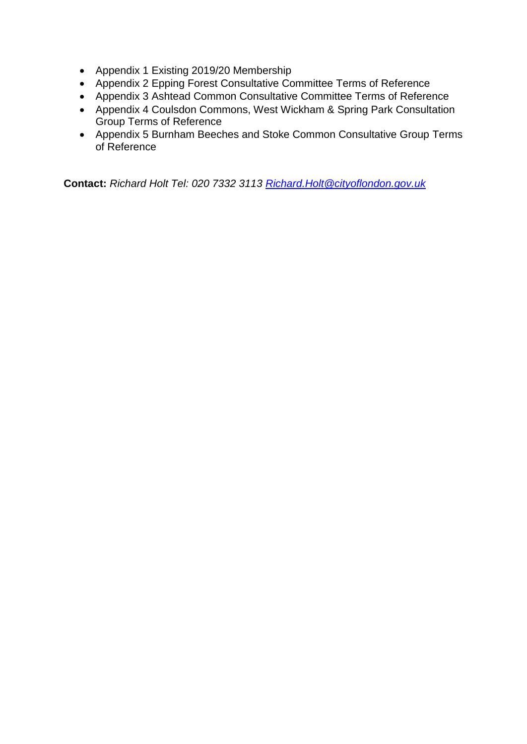- Appendix 1 Existing 2019/20 Membership
- Appendix 2 Epping Forest Consultative Committee Terms of Reference
- Appendix 3 Ashtead Common Consultative Committee Terms of Reference
- Appendix 4 Coulsdon Commons, West Wickham & Spring Park Consultation Group Terms of Reference
- Appendix 5 Burnham Beeches and Stoke Common Consultative Group Terms of Reference

**Contact:** *Richard Holt Tel: 020 7332 3113 Richard.Holt@cityoflondon.gov.uk*